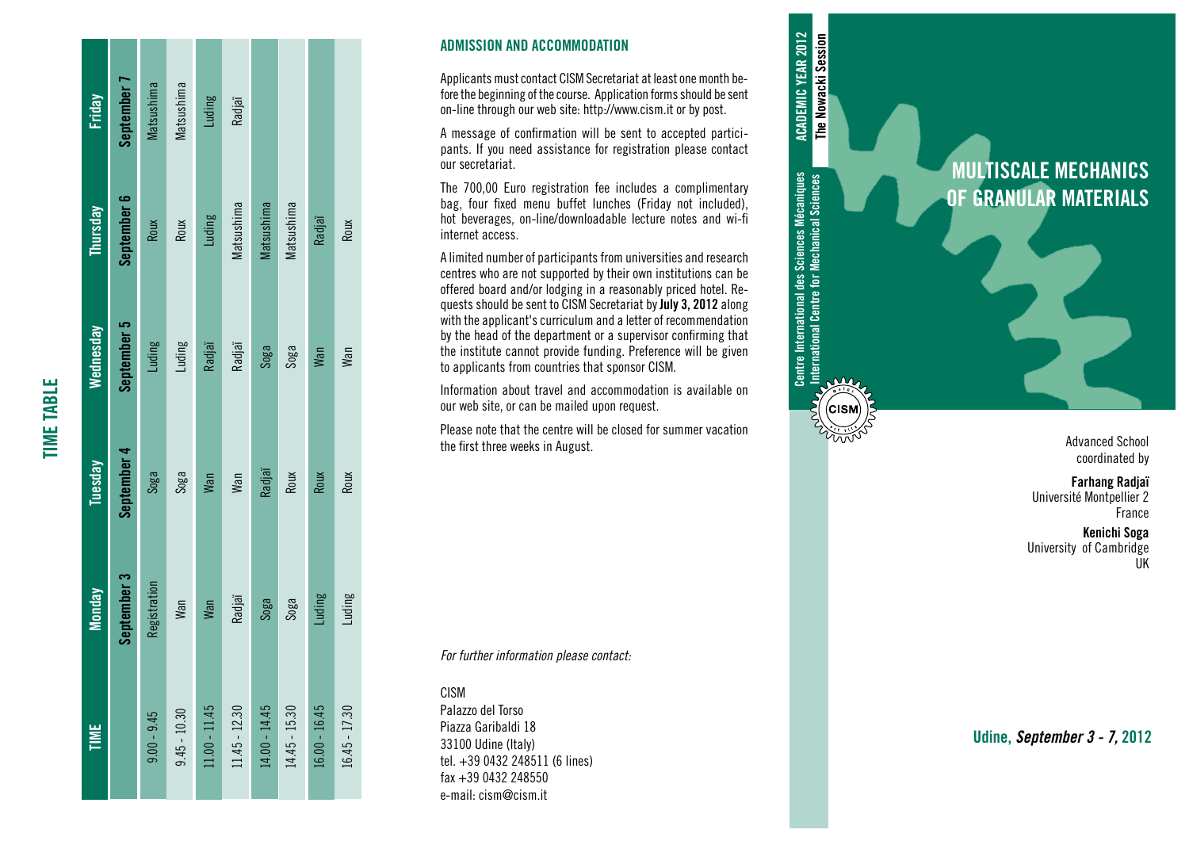## TIME TABLE

| TIME | Monday | Tuesday | Wednesday | Thursday | Friday |
|---|---|---|---|---|---|
| | September 3 | September 4 | September 5 | September 6 | September 7 |
| 9.00 - 9.45 | Registration | Soga | Luding | Roux | Matsushima |
| 9.45 - 10.30 | Wan | Soga | Luding | Roux | Matsushima |
| 11.00 - 11.45 | Wan | Wan | Radjaï | Luding | Luding |
| 11.45 - 12.30 | Radjaï | Wan | Radjaï | Matsushima | Radjaï |
| 14.00 - 14.45 | Soga | Radjaï | Soga | Matsushima | |
| 14.45 - 15.30 | Soga | Roux | Soga | Matsushima | |
| 16.00 - 16.45 | Luding | Roux | Wan | Radjaï | |
| 16.45 - 17.30 | Luding | Roux | Wan | Roux | |

## ADMISSION AND ACCOMMODATION

Applicants must contact CISM Secretariat at least one month before the beginning of the course. Application forms should be sent on-line through our web site: http://www.cism.it or by post.

A message of confirmation will be sent to accepted participants. If you need assistance for registration please contact our secretariat.

The 700,00 Euro registration fee includes a complimentary bag, four fixed menu buffet lunches (Friday not included), hot beverages, on-line/downloadable lecture notes and wi-fi internet access.

A limited number of participants from universities and research centres who are not supported by their own institutions can be offered board and/or lodging in a reasonably priced hotel. Requests should be sent to CISM Secretariat by **July 3, 2012** along with the applicant's curriculum and a letter of recommendation by the head of the department or a supervisor confirming that the institute cannot provide funding. Preference will be given to applicants from countries that sponsor CISM.

Information about travel and accommodation is available on our web site, or can be mailed upon request.

Please note that the centre will be closed for summer vacation the first three weeks in August.

*For further information please contact:*

CISM
Palazzo del Torso
Piazza Garibaldi 18
33100 Udine (Italy)
tel. +39 0432 248511 (6 lines)
fax +39 0432 248550
e-mail: cism@cism.it

Centre International des Sciences Mécaniques
International Centre for Mechanical Sciences

**ACADEMIC YEAR 2012**
**The Nowacki Session**

# MULTISCALE MECHANICS OF GRANULAR MATERIALS

Advanced School
coordinated by

**Farhang Radjaï**
Université Montpellier 2
France

**Kenichi Soga**
University of Cambridge
UK

**Udine, *September 3 - 7,* 2012**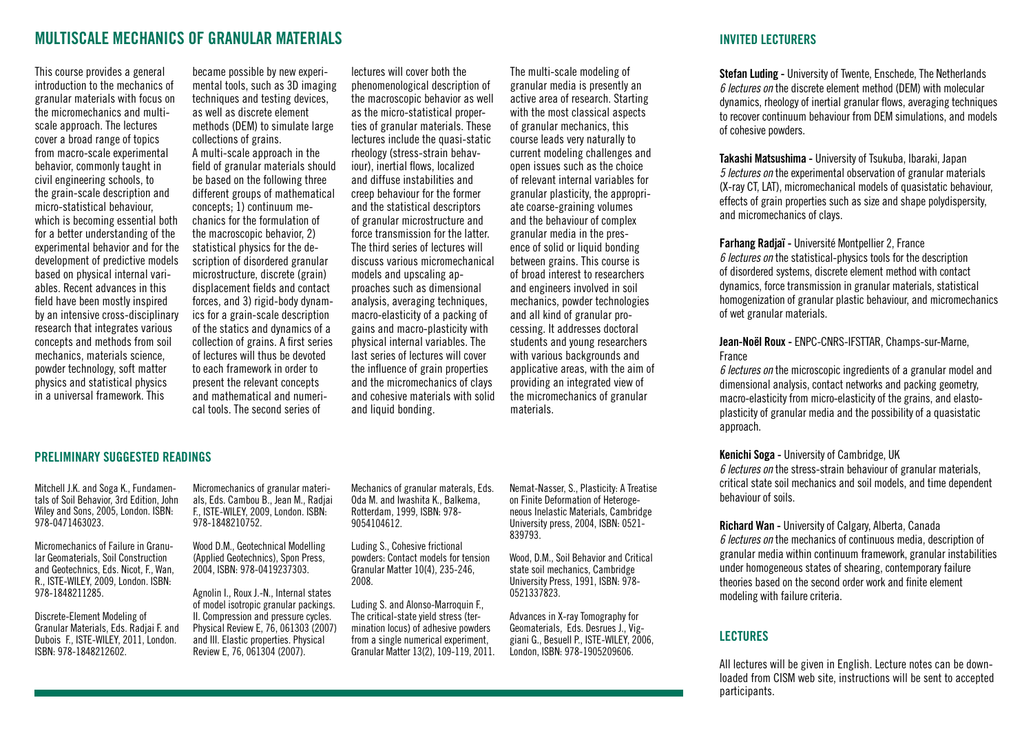## MULTISCALE MECHANICS OF GRANULAR MATERIALS

This course provides a general introduction to the mechanics of granular materials with focus on the micromechanics and multi-scale approach. The lectures cover a broad range of topics from macro-scale experimental behavior, commonly taught in civil engineering schools, to the grain-scale description and micro-statistical behaviour, which is becoming essential both for a better understanding of the experimental behavior and for the development of predictive models based on physical internal variables. Recent advances in this field have been mostly inspired by an intensive cross-disciplinary research that integrates various concepts and methods from soil mechanics, materials science, powder technology, soft matter physics and statistical physics in a universal framework. This became possible by new experimental tools, such as 3D imaging techniques and testing devices, as well as discrete element methods (DEM) to simulate large collections of grains.

A multi-scale approach in the field of granular materials should be based on the following three different groups of mathematical concepts; 1) continuum mechanics for the formulation of the macroscopic behavior, 2) statistical physics for the description of disordered granular microstructure, discrete (grain) displacement fields and contact forces, and 3) rigid-body dynamics for a grain-scale description of the statics and dynamics of a collection of grains. A first series of lectures will thus be devoted to each framework in order to present the relevant concepts and mathematical and numerical tools. The second series of lectures will cover both the phenomenological description of the macroscopic behavior as well as the micro-statistical properties of granular materials. These lectures include the quasi-static rheology (stress-strain behaviour), inertial flows, localized and diffuse instabilities and creep behaviour for the former and the statistical descriptors of granular microstructure and force transmission for the latter. The third series of lectures will discuss various micromechanical models and upscaling approaches such as dimensional analysis, averaging techniques, macro-elasticity of a packing of gains and macro-plasticity with physical internal variables. The last series of lectures will cover the influence of grain properties and the micromechanics of clays and cohesive materials with solid and liquid bonding.

The multi-scale modeling of granular media is presently an active area of research. Starting with the most classical aspects of granular mechanics, this course leads very naturally to current modeling challenges and open issues such as the choice of relevant internal variables for granular plasticity, the appropriate coarse-graining volumes and the behaviour of complex granular media in the presence of solid or liquid bonding between grains. This course is of broad interest to researchers and engineers involved in soil mechanics, powder technologies and all kind of granular processing. It addresses doctoral students and young researchers with various backgrounds and applicative areas, with the aim of providing an integrated view of the micromechanics of granular materials.

### PRELIMINARY SUGGESTED READINGS

Mitchell J.K. and Soga K., Fundamentals of Soil Behavior, 3rd Edition, John Wiley and Sons, 2005, London. ISBN: 978-0471463023.

Micromechanics of Failure in Granular Geomaterials, Soil Construction and Geotechnics, Eds. Nicot, F., Wan, R., ISTE-WILEY, 2009, London. ISBN: 978-1848211285.

Discrete-Element Modeling of Granular Materials, Eds. Radjai F. and Dubois F., ISTE-WILEY, 2011, London. ISBN: 978-1848212602.

Micromechanics of granular materials, Eds. Cambou B., Jean M., Radjai F., ISTE-WILEY, 2009, London. ISBN: 978-1848210752.

Wood D.M., Geotechnical Modelling (Applied Geotechnics), Spon Press, 2004, ISBN: 978-0419237303.

Agnolin I., Roux J.-N., Internal states of model isotropic granular packings. II. Compression and pressure cycles. Physical Review E, 76, 061303 (2007) and III. Elastic properties. Physical Review E, 76, 061304 (2007).

Mechanics of granular materals, Eds. Oda M. and Iwashita K., Balkema, Rotterdam, 1999, ISBN: 978-9054104612.

Luding S., Cohesive frictional powders: Contact models for tension Granular Matter 10(4), 235-246, 2008.

Luding S. and Alonso-Marroquin F., The critical-state yield stress (termination locus) of adhesive powders from a single numerical experiment, Granular Matter 13(2), 109-119, 2011.

Nemat-Nasser, S., Plasticity: A Treatise on Finite Deformation of Heterogeneous Inelastic Materials, Cambridge University press, 2004, ISBN: 0521-839793.

Wood, D.M., Soil Behavior and Critical state soil mechanics, Cambridge University Press, 1991, ISBN: 978-0521337823.

Advances in X-ray Tomography for Geomaterials, Eds. Desrues J., Viggiani G., Besuell P., ISTE-WILEY, 2006, London, ISBN: 978-1905209606.

### INVITED LECTURERS

**Stefan Luding** - University of Twente, Enschede, The Netherlands
*6 lectures on* the discrete element method (DEM) with molecular dynamics, rheology of inertial granular flows, averaging techniques to recover continuum behaviour from DEM simulations, and models of cohesive powders.

**Takashi Matsushima** - University of Tsukuba, Ibaraki, Japan
*5 lectures on* the experimental observation of granular materials (X-ray CT, LAT), micromechanical models of quasistatic behaviour, effects of grain properties such as size and shape polydispersity, and micromechanics of clays.

**Farhang Radjaï** - Université Montpellier 2, France
*6 lectures on* the statistical-physics tools for the description of disordered systems, discrete element method with contact dynamics, force transmission in granular materials, statistical homogenization of granular plastic behaviour, and micromechanics of wet granular materials.

**Jean-Noël Roux** - ENPC-CNRS-IFSTTAR, Champs-sur-Marne, France
*6 lectures on* the microscopic ingredients of a granular model and dimensional analysis, contact networks and packing geometry, macro-elasticity from micro-elasticity of the grains, and elasto-plasticity of granular media and the possibility of a quasistatic approach.

**Kenichi Soga** - University of Cambridge, UK
*6 lectures on* the stress-strain behaviour of granular materials, critical state soil mechanics and soil models, and time dependent behaviour of soils.

**Richard Wan** - University of Calgary, Alberta, Canada
*6 lectures on* the mechanics of continuous media, description of granular media within continuum framework, granular instabilities under homogeneous states of shearing, contemporary failure theories based on the second order work and finite element modeling with failure criteria.

### LECTURES

All lectures will be given in English. Lecture notes can be downloaded from CISM web site, instructions will be sent to accepted participants.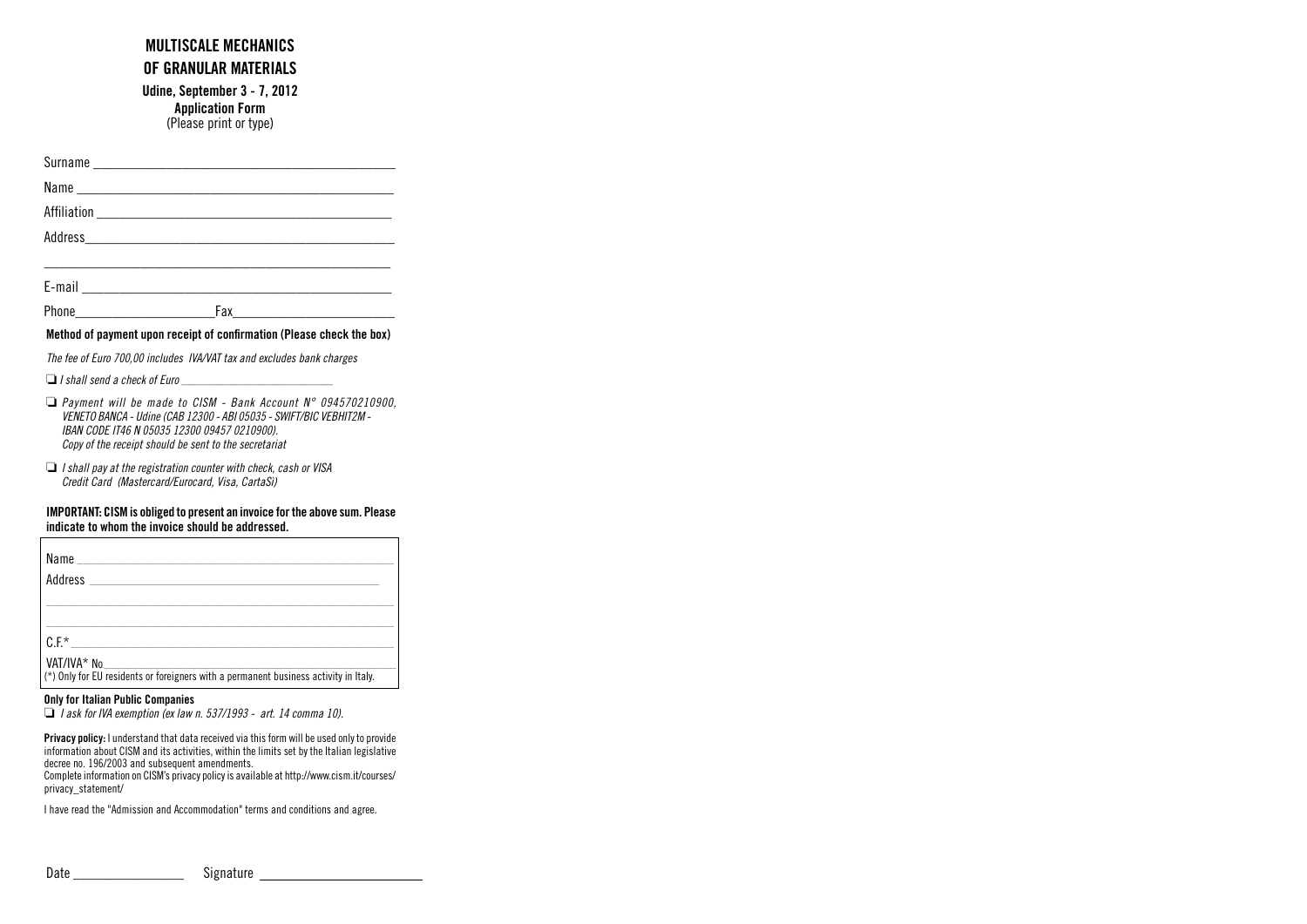# MULTISCALE MECHANICS OF GRANULAR MATERIALS

**Udine, September 3 - 7, 2012**

**Application Form**

(Please print or type)

Surname \_\_\_\_\_\_\_\_\_\_\_\_\_\_\_\_\_\_\_\_\_\_\_\_\_\_\_\_\_\_\_\_\_\_\_\_\_\_\_\_\_\_\_\_

Name \_\_\_\_\_\_\_\_\_\_\_\_\_\_\_\_\_\_\_\_\_\_\_\_\_\_\_\_\_\_\_\_\_\_\_\_\_\_\_\_\_\_\_\_

Affiliation \_\_\_\_\_\_\_\_\_\_\_\_\_\_\_\_\_\_\_\_\_\_\_\_\_\_\_\_\_\_\_\_\_\_\_\_\_\_\_\_\_\_\_\_

Address\_\_\_\_\_\_\_\_\_\_\_\_\_\_\_\_\_\_\_\_\_\_\_\_\_\_\_\_\_\_\_\_\_\_\_\_\_\_\_\_\_\_\_\_

\_\_\_\_\_\_\_\_\_\_\_\_\_\_\_\_\_\_\_\_\_\_\_\_\_\_\_\_\_\_\_\_\_\_\_\_\_\_\_\_\_\_\_\_\_\_\_\_\_\_

E-mail \_\_\_\_\_\_\_\_\_\_\_\_\_\_\_\_\_\_\_\_\_\_\_\_\_\_\_\_\_\_\_\_\_\_\_\_\_\_\_\_\_\_\_\_

Phone\_\_\_\_\_\_\_\_\_\_\_\_\_\_\_\_\_\_\_\_Fax\_\_\_\_\_\_\_\_\_\_\_\_\_\_\_\_\_\_\_\_\_\_\_\_

**Method of payment upon receipt of confirmation (Please check the box)**

*The fee of Euro 700,00 includes IVA/VAT tax and excludes bank charges*

❑ *I shall send a check of Euro \_\_\_\_\_\_\_\_\_\_\_\_\_\_\_\_\_\_\_\_\_\_\_\_*

❑ *Payment will be made to CISM - Bank Account N° 094570210900, VENETO BANCA - Udine (CAB 12300 - ABI 05035 - SWIFT/BIC VEBHIT2M - IBAN CODE IT46 N 05035 12300 09457 0210900). Copy of the receipt should be sent to the secretariat*

❑ *I shall pay at the registration counter with check, cash or VISA Credit Card (Mastercard/Eurocard, Visa, CartaSi)*

**IMPORTANT: CISM is obliged to present an invoice for the above sum. Please indicate to whom the invoice should be addressed.**

Name \_\_\_\_\_\_\_\_\_\_\_\_\_\_\_\_\_\_\_\_\_\_\_\_\_\_\_\_\_\_\_\_\_\_\_\_\_\_\_\_\_\_\_\_

Address \_\_\_\_\_\_\_\_\_\_\_\_\_\_\_\_\_\_\_\_\_\_\_\_\_\_\_\_\_\_\_\_\_\_\_\_\_\_\_\_\_\_\_\_

\_\_\_\_\_\_\_\_\_\_\_\_\_\_\_\_\_\_\_\_\_\_\_\_\_\_\_\_\_\_\_\_\_\_\_\_\_\_\_\_\_\_\_\_\_\_\_\_\_\_

\_\_\_\_\_\_\_\_\_\_\_\_\_\_\_\_\_\_\_\_\_\_\_\_\_\_\_\_\_\_\_\_\_\_\_\_\_\_\_\_\_\_\_\_\_\_\_\_\_\_

C.F.\*\_\_\_\_\_\_\_\_\_\_\_\_\_\_\_\_\_\_\_\_\_\_\_\_\_\_\_\_\_\_\_\_\_\_\_\_\_\_\_\_\_\_\_\_

VAT/IVA\* No\_\_\_\_\_\_\_\_\_\_\_\_\_\_\_\_\_\_\_\_\_\_\_\_\_\_\_\_\_\_\_\_\_\_\_\_\_\_\_\_

(\*) Only for EU residents or foreigners with a permanent business activity in Italy.

**Only for Italian Public Companies**

❑ *I ask for IVA exemption (ex law n. 537/1993 - art. 14 comma 10).*

**Privacy policy:** I understand that data received via this form will be used only to provide information about CISM and its activities, within the limits set by the Italian legislative decree no. 196/2003 and subsequent amendments.
Complete information on CISM's privacy policy is available at http://www.cism.it/courses/privacy_statement/

I have read the "Admission and Accommodation" terms and conditions and agree.

Date \_\_\_\_\_\_\_\_\_\_\_\_\_\_\_\_ Signature \_\_\_\_\_\_\_\_\_\_\_\_\_\_\_\_\_\_\_\_\_\_\_\_